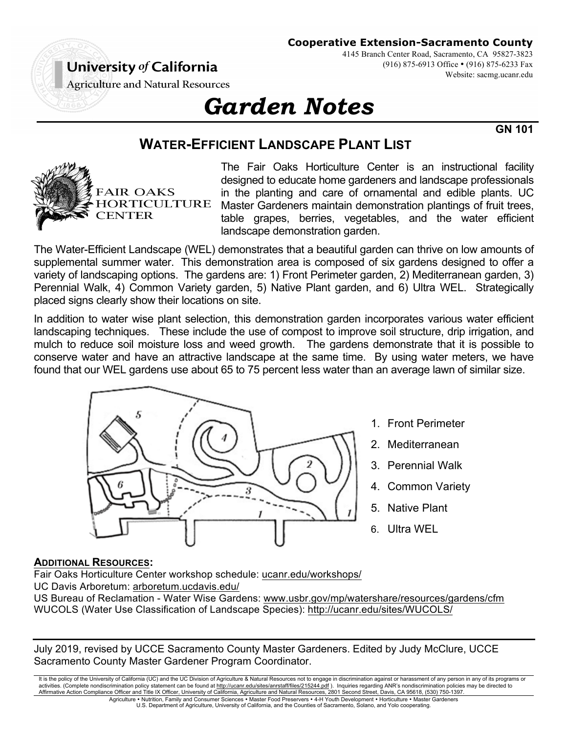**Cooperative Extension-Sacramento County**
4145 Branch Center Road, Sacramento, CA 95827-3823
(916) 875-6913 Office • (916) 875-6233 Fax
Website: sacmg.ucanr.edu

**University of California**
Agriculture and Natural Resources

# *Garden Notes*

**GN 101**

## WATER-EFFICIENT LANDSCAPE PLANT LIST

FAIR OAKS HORTICULTURE CENTER

The Fair Oaks Horticulture Center is an instructional facility designed to educate home gardeners and landscape professionals in the planting and care of ornamental and edible plants. UC Master Gardeners maintain demonstration plantings of fruit trees, table grapes, berries, vegetables, and the water efficient landscape demonstration garden.

The Water-Efficient Landscape (WEL) demonstrates that a beautiful garden can thrive on low amounts of supplemental summer water. This demonstration area is composed of six gardens designed to offer a variety of landscaping options. The gardens are: 1) Front Perimeter garden, 2) Mediterranean garden, 3) Perennial Walk, 4) Common Variety garden, 5) Native Plant garden, and 6) Ultra WEL. Strategically placed signs clearly show their locations on site.

In addition to water wise plant selection, this demonstration garden incorporates various water efficient landscaping techniques. These include the use of compost to improve soil structure, drip irrigation, and mulch to reduce soil moisture loss and weed growth. The gardens demonstrate that it is possible to conserve water and have an attractive landscape at the same time. By using water meters, we have found that our WEL gardens use about 65 to 75 percent less water than an average lawn of similar size.

1. Front Perimeter
2. Mediterranean
3. Perennial Walk
4. Common Variety
5. Native Plant
6. Ultra WEL

**ADDITIONAL RESOURCES:**

Fair Oaks Horticulture Center workshop schedule: ucanr.edu/workshops/
UC Davis Arboretum: arboretum.ucdavis.edu/
US Bureau of Reclamation - Water Wise Gardens: www.usbr.gov/mp/watershare/resources/gardens/cfm
WUCOLS (Water Use Classification of Landscape Species): http://ucanr.edu/sites/WUCOLS/

July 2019, revised by UCCE Sacramento County Master Gardeners. Edited by Judy McClure, UCCE Sacramento County Master Gardener Program Coordinator.

It is the policy of the University of California (UC) and the UC Division of Agriculture & Natural Resources not to engage in discrimination against or harassment of any person in any of its programs or activities. (Complete nondiscrimination policy statement can be found at http://ucanr.edu/sites/anrstaff/files/215244.pdf ). Inquiries regarding ANR's nondiscrimination policies may be directed to Affirmative Action Compliance Officer and Title IX Officer, University of California, Agriculture and Natural Resources, 2801 Second Street, Davis, CA 95618, (530) 750-1397.

Agriculture • Nutrition, Family and Consumer Sciences • Master Food Preservers • 4-H Youth Development • Horticulture • Master Gardeners
U.S. Department of Agriculture, University of California, and the Counties of Sacramento, Solano, and Yolo cooperating.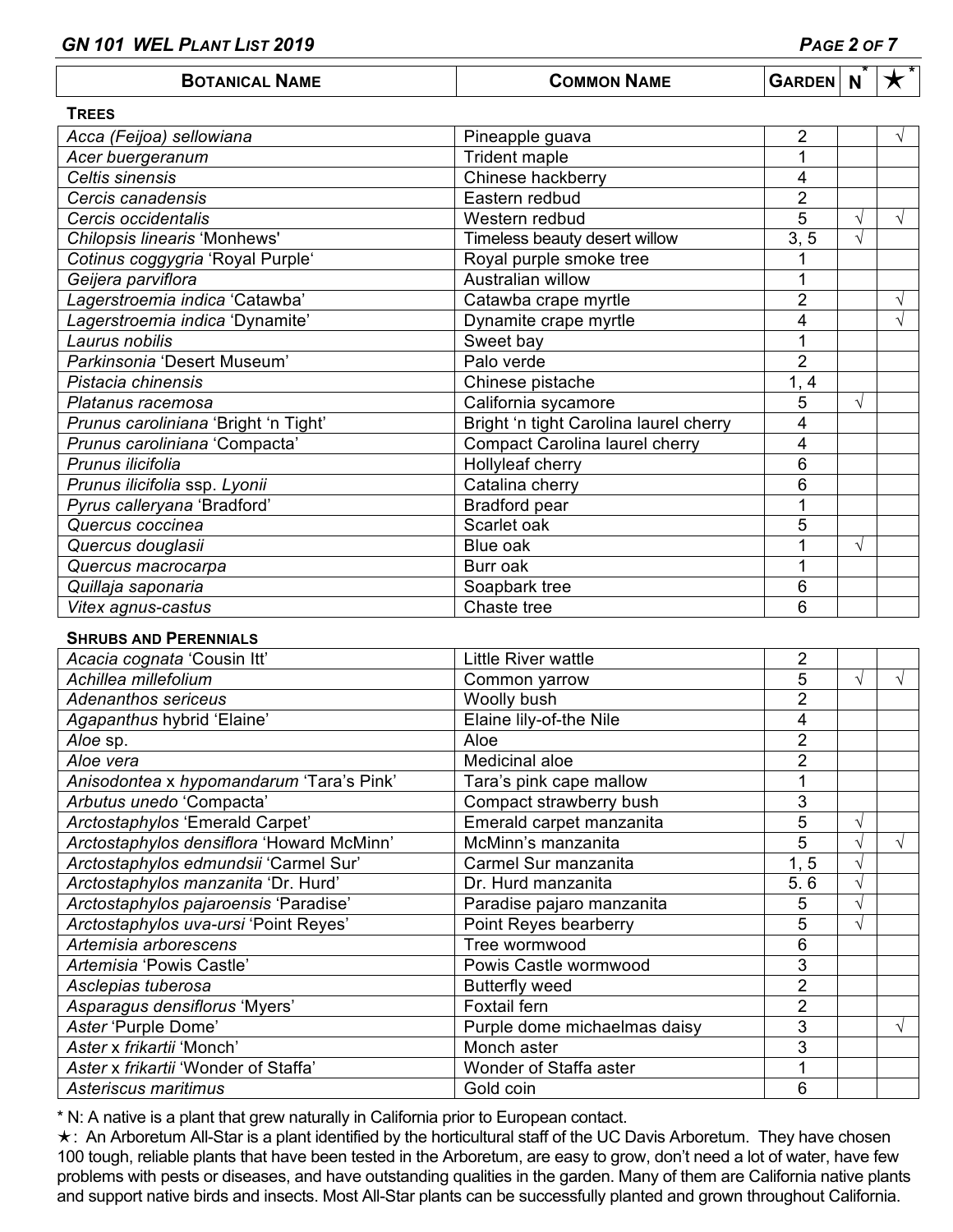| **Botanical Name** | **Common Name** | **Garden** | **N*** | **★*** |
|---|---|---|---|---|
| **Trees** | | | | |
| *Acca (Feijoa) sellowiana* | Pineapple guava | 2 | | √ |
| *Acer buergeranum* | Trident maple | 1 | | |
| *Celtis sinensis* | Chinese hackberry | 4 | | |
| *Cercis canadensis* | Eastern redbud | 2 | | |
| *Cercis occidentalis* | Western redbud | 5 | √ | √ |
| *Chilopsis linearis* 'Monhews' | Timeless beauty desert willow | 3, 5 | √ | |
| *Cotinus coggygria* 'Royal Purple' | Royal purple smoke tree | 1 | | |
| *Geijera parviflora* | Australian willow | 1 | | |
| *Lagerstroemia indica* 'Catawba' | Catawba crape myrtle | 2 | | √ |
| *Lagerstroemia indica* 'Dynamite' | Dynamite crape myrtle | 4 | | √ |
| *Laurus nobilis* | Sweet bay | 1 | | |
| *Parkinsonia* 'Desert Museum' | Palo verde | 2 | | |
| *Pistacia chinensis* | Chinese pistache | 1, 4 | | |
| *Platanus racemosa* | California sycamore | 5 | √ | |
| *Prunus caroliniana* 'Bright 'n Tight' | Bright 'n tight Carolina laurel cherry | 4 | | |
| *Prunus caroliniana* 'Compacta' | Compact Carolina laurel cherry | 4 | | |
| *Prunus ilicifolia* | Hollyleaf cherry | 6 | | |
| *Prunus ilicifolia* ssp. *Lyonii* | Catalina cherry | 6 | | |
| *Pyrus calleryana* 'Bradford' | Bradford pear | 1 | | |
| *Quercus coccinea* | Scarlet oak | 5 | | |
| *Quercus douglasii* | Blue oak | 1 | √ | |
| *Quercus macrocarpa* | Burr oak | 1 | | |
| *Quillaja saponaria* | Soapbark tree | 6 | | |
| *Vitex agnus-castus* | Chaste tree | 6 | | |
| **Shrubs and Perennials** | | | | |
| *Acacia cognata* 'Cousin Itt' | Little River wattle | 2 | | |
| *Achillea millefolium* | Common yarrow | 5 | √ | √ |
| *Adenanthos sericeus* | Woolly bush | 2 | | |
| *Agapanthus* hybrid 'Elaine' | Elaine lily-of-the Nile | 4 | | |
| *Aloe* sp. | Aloe | 2 | | |
| *Aloe vera* | Medicinal aloe | 2 | | |
| *Anisodontea* x *hypomandarum* 'Tara's Pink' | Tara's pink cape mallow | 1 | | |
| *Arbutus unedo* 'Compacta' | Compact strawberry bush | 3 | | |
| *Arctostaphylos* 'Emerald Carpet' | Emerald carpet manzanita | 5 | √ | |
| *Arctostaphylos densiflora* 'Howard McMinn' | McMinn's manzanita | 5 | √ | √ |
| *Arctostaphylos edmundsii* 'Carmel Sur' | Carmel Sur manzanita | 1, 5 | √ | |
| *Arctostaphylos manzanita* 'Dr. Hurd' | Dr. Hurd manzanita | 5. 6 | √ | |
| *Arctostaphylos pajaroensis* 'Paradise' | Paradise pajaro manzanita | 5 | √ | |
| *Arctostaphylos uva-ursi* 'Point Reyes' | Point Reyes bearberry | 5 | √ | |
| *Artemisia arborescens* | Tree wormwood | 6 | | |
| *Artemisia* 'Powis Castle' | Powis Castle wormwood | 3 | | |
| *Asclepias tuberosa* | Butterfly weed | 2 | | |
| *Asparagus densiflorus* 'Myers' | Foxtail fern | 2 | | |
| *Aster* 'Purple Dome' | Purple dome michaelmas daisy | 3 | | √ |
| *Aster* x *frikartii* 'Monch' | Monch aster | 3 | | |
| *Aster* x *frikartii* 'Wonder of Staffa' | Wonder of Staffa aster | 1 | | |
| *Asteriscus maritimus* | Gold coin | 6 | | |

* N: A native is a plant that grew naturally in California prior to European contact.

★: An Arboretum All-Star is a plant identified by the horticultural staff of the UC Davis Arboretum. They have chosen 100 tough, reliable plants that have been tested in the Arboretum, are easy to grow, don't need a lot of water, have few problems with pests or diseases, and have outstanding qualities in the garden. Many of them are California native plants and support native birds and insects. Most All-Star plants can be successfully planted and grown throughout California.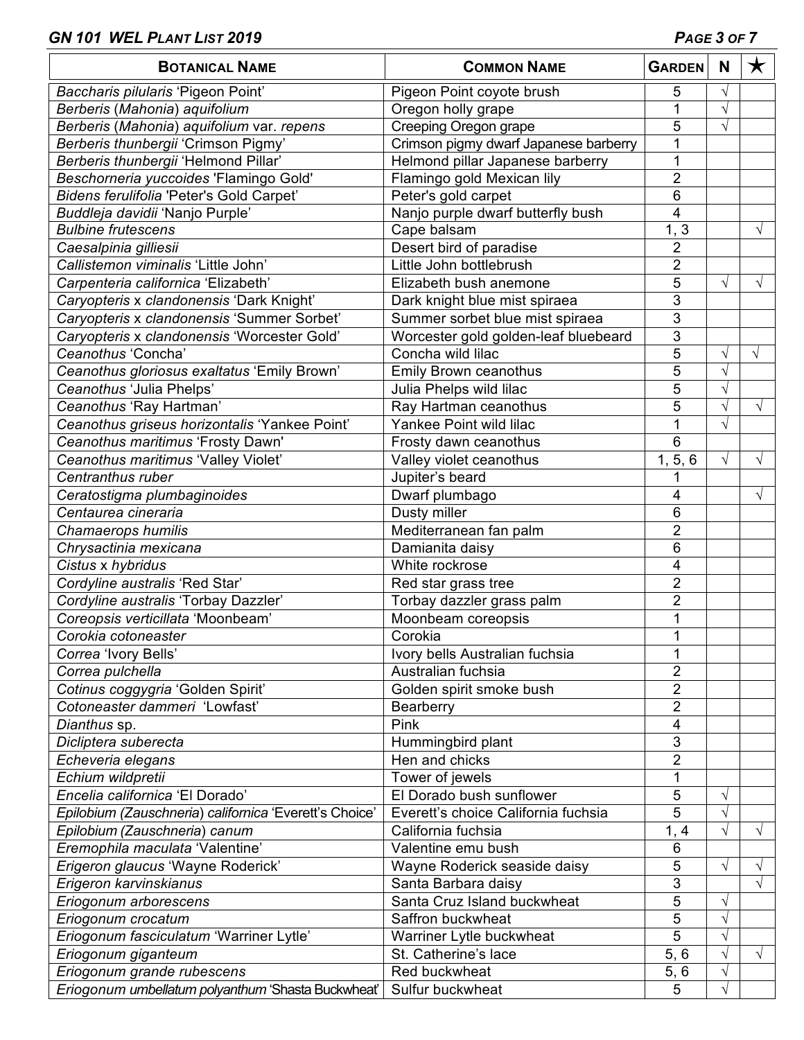| **Botanical Name** | **Common Name** | **Garden** | **N** | **★** |
|---|---|---|---|---|
| *Baccharis pilularis* 'Pigeon Point' | Pigeon Point coyote brush | 5 | √ | |
| *Berberis* (*Mahonia*) *aquifolium* | Oregon holly grape | 1 | √ | |
| *Berberis* (*Mahonia*) *aquifolium* var. *repens* | Creeping Oregon grape | 5 | √ | |
| *Berberis thunbergii* 'Crimson Pigmy' | Crimson pigmy dwarf Japanese barberry | 1 | | |
| *Berberis thunbergii* 'Helmond Pillar' | Helmond pillar Japanese barberry | 1 | | |
| *Beschorneria yuccoides* 'Flamingo Gold' | Flamingo gold Mexican lily | 2 | | |
| *Bidens ferulifolia* 'Peter's Gold Carpet' | Peter's gold carpet | 6 | | |
| *Buddleja davidii* 'Nanjo Purple' | Nanjo purple dwarf butterfly bush | 4 | | |
| *Bulbine frutescens* | Cape balsam | 1, 3 | | √ |
| *Caesalpinia gilliesii* | Desert bird of paradise | 2 | | |
| *Callistemon viminalis* 'Little John' | Little John bottlebrush | 2 | | |
| *Carpenteria californica* 'Elizabeth' | Elizabeth bush anemone | 5 | √ | √ |
| *Caryopteris* x *clandonensis* 'Dark Knight' | Dark knight blue mist spiraea | 3 | | |
| *Caryopteris* x *clandonensis* 'Summer Sorbet' | Summer sorbet blue mist spiraea | 3 | | |
| *Caryopteris* x *clandonensis* 'Worcester Gold' | Worcester gold golden-leaf bluebeard | 3 | | |
| *Ceanothus* 'Concha' | Concha wild lilac | 5 | √ | √ |
| *Ceanothus gloriosus exaltatus* 'Emily Brown' | Emily Brown ceanothus | 5 | √ | |
| *Ceanothus* 'Julia Phelps' | Julia Phelps wild lilac | 5 | √ | |
| *Ceanothus* 'Ray Hartman' | Ray Hartman ceanothus | 5 | √ | √ |
| *Ceanothus griseus horizontalis* 'Yankee Point' | Yankee Point wild lilac | 1 | √ | |
| *Ceanothus maritimus* 'Frosty Dawn' | Frosty dawn ceanothus | 6 | | |
| *Ceanothus maritimus* 'Valley Violet' | Valley violet ceanothus | 1, 5, 6 | √ | √ |
| *Centranthus ruber* | Jupiter's beard | 1 | | |
| *Ceratostigma plumbaginoides* | Dwarf plumbago | 4 | | √ |
| *Centaurea cineraria* | Dusty miller | 6 | | |
| *Chamaerops humilis* | Mediterranean fan palm | 2 | | |
| *Chrysactinia mexicana* | Damianita daisy | 6 | | |
| *Cistus* x *hybridus* | White rockrose | 4 | | |
| *Cordyline australis* 'Red Star' | Red star grass tree | 2 | | |
| *Cordyline australis* 'Torbay Dazzler' | Torbay dazzler grass palm | 2 | | |
| *Coreopsis verticillata* 'Moonbeam' | Moonbeam coreopsis | 1 | | |
| *Corokia cotoneaster* | Corokia | 1 | | |
| *Correa* 'Ivory Bells' | Ivory bells Australian fuchsia | 1 | | |
| *Correa pulchella* | Australian fuchsia | 2 | | |
| *Cotinus coggygria* 'Golden Spirit' | Golden spirit smoke bush | 2 | | |
| *Cotoneaster dammeri* 'Lowfast' | Bearberry | 2 | | |
| *Dianthus* sp. | Pink | 4 | | |
| *Dicliptera suberecta* | Hummingbird plant | 3 | | |
| *Echeveria elegans* | Hen and chicks | 2 | | |
| *Echium wildpretii* | Tower of jewels | 1 | | |
| *Encelia californica* 'El Dorado' | El Dorado bush sunflower | 5 | √ | |
| *Epilobium (Zauschneria) californica* 'Everett's Choice' | Everett's choice California fuchsia | 5 | √ | |
| *Epilobium (Zauschneria) canum* | California fuchsia | 1, 4 | √ | √ |
| *Eremophila maculata* 'Valentine' | Valentine emu bush | 6 | | |
| *Erigeron glaucus* 'Wayne Roderick' | Wayne Roderick seaside daisy | 5 | √ | √ |
| *Erigeron karvinskianus* | Santa Barbara daisy | 3 | | √ |
| *Eriogonum arborescens* | Santa Cruz Island buckwheat | 5 | √ | |
| *Eriogonum crocatum* | Saffron buckwheat | 5 | √ | |
| *Eriogonum fasciculatum* 'Warriner Lytle' | Warriner Lytle buckwheat | 5 | √ | |
| *Eriogonum giganteum* | St. Catherine's lace | 5, 6 | √ | √ |
| *Eriogonum grande rubescens* | Red buckwheat | 5, 6 | √ | |
| *Eriogonum umbellatum polyanthum* 'Shasta Buckwheat' | Sulfur buckwheat | 5 | √ | |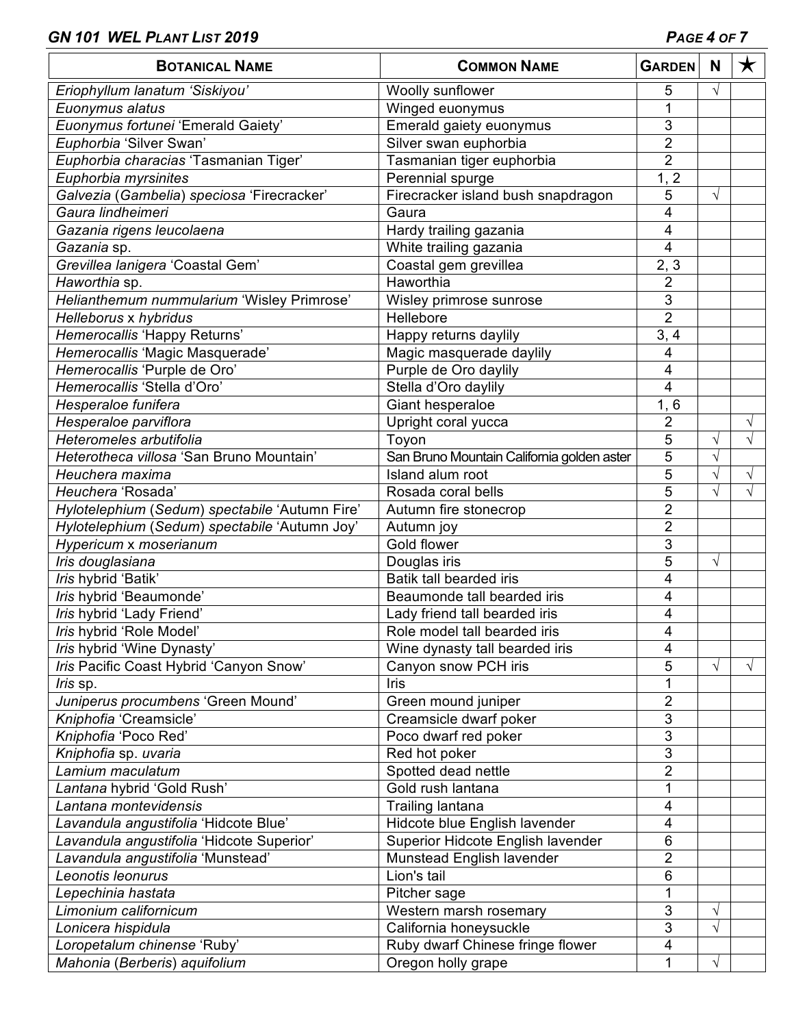| **BOTANICAL NAME** | **COMMON NAME** | **GARDEN** | **N** | ★ |
|---|---|---|---|---|
| *Eriophyllum lanatum* 'Siskiyou' | Woolly sunflower | 5 | √ | |
| *Euonymus alatus* | Winged euonymus | 1 | | |
| *Euonymus fortunei* 'Emerald Gaiety' | Emerald gaiety euonymus | 3 | | |
| *Euphorbia* 'Silver Swan' | Silver swan euphorbia | 2 | | |
| *Euphorbia characias* 'Tasmanian Tiger' | Tasmanian tiger euphorbia | 2 | | |
| *Euphorbia myrsinites* | Perennial spurge | 1, 2 | | |
| *Galvezia* (*Gambelia*) *speciosa* 'Firecracker' | Firecracker island bush snapdragon | 5 | √ | |
| *Gaura lindheimeri* | Gaura | 4 | | |
| *Gazania rigens leucolaena* | Hardy trailing gazania | 4 | | |
| *Gazania* sp. | White trailing gazania | 4 | | |
| *Grevillea lanigera* 'Coastal Gem' | Coastal gem grevillea | 2, 3 | | |
| *Haworthia* sp. | Haworthia | 2 | | |
| *Helianthemum nummularium* 'Wisley Primrose' | Wisley primrose sunrose | 3 | | |
| *Helleborus* x *hybridus* | Hellebore | 2 | | |
| *Hemerocallis* 'Happy Returns' | Happy returns daylily | 3, 4 | | |
| *Hemerocallis* 'Magic Masquerade' | Magic masquerade daylily | 4 | | |
| *Hemerocallis* 'Purple de Oro' | Purple de Oro daylily | 4 | | |
| *Hemerocallis* 'Stella d'Oro' | Stella d'Oro daylily | 4 | | |
| *Hesperaloe funifera* | Giant hesperaloe | 1, 6 | | |
| *Hesperaloe parviflora* | Upright coral yucca | 2 | | √ |
| *Heteromeles arbutifolia* | Toyon | 5 | √ | √ |
| *Heterotheca villosa* 'San Bruno Mountain' | San Bruno Mountain California golden aster | 5 | √ | |
| *Heuchera maxima* | Island alum root | 5 | √ | √ |
| *Heuchera* 'Rosada' | Rosada coral bells | 5 | √ | √ |
| *Hylotelephium* (*Sedum*) *spectabile* 'Autumn Fire' | Autumn fire stonecrop | 2 | | |
| *Hylotelephium* (*Sedum*) *spectabile* 'Autumn Joy' | Autumn joy | 2 | | |
| *Hypericum* x *moserianum* | Gold flower | 3 | | |
| *Iris douglasiana* | Douglas iris | 5 | √ | |
| *Iris* hybrid 'Batik' | Batik tall bearded iris | 4 | | |
| *Iris* hybrid 'Beaumonde' | Beaumonde tall bearded iris | 4 | | |
| *Iris* hybrid 'Lady Friend' | Lady friend tall bearded iris | 4 | | |
| *Iris* hybrid 'Role Model' | Role model tall bearded iris | 4 | | |
| *Iris* hybrid 'Wine Dynasty' | Wine dynasty tall bearded iris | 4 | | |
| *Iris* Pacific Coast Hybrid 'Canyon Snow' | Canyon snow PCH iris | 5 | √ | √ |
| *Iris* sp. | Iris | 1 | | |
| *Juniperus procumbens* 'Green Mound' | Green mound juniper | 2 | | |
| *Kniphofia* 'Creamsicle' | Creamsicle dwarf poker | 3 | | |
| *Kniphofia* 'Poco Red' | Poco dwarf red poker | 3 | | |
| *Kniphofia* sp. *uvaria* | Red hot poker | 3 | | |
| *Lamium maculatum* | Spotted dead nettle | 2 | | |
| *Lantana* hybrid 'Gold Rush' | Gold rush lantana | 1 | | |
| *Lantana montevidensis* | Trailing lantana | 4 | | |
| *Lavandula angustifolia* 'Hidcote Blue' | Hidcote blue English lavender | 4 | | |
| *Lavandula angustifolia* 'Hidcote Superior' | Superior Hidcote English lavender | 6 | | |
| *Lavandula angustifolia* 'Munstead' | Munstead English lavender | 2 | | |
| *Leonotis leonurus* | Lion's tail | 6 | | |
| *Lepechinia hastata* | Pitcher sage | 1 | | |
| *Limonium californicum* | Western marsh rosemary | 3 | √ | |
| *Lonicera hispidula* | California honeysuckle | 3 | √ | |
| *Loropetalum chinense* 'Ruby' | Ruby dwarf Chinese fringe flower | 4 | | |
| *Mahonia* (*Berberis*) *aquifolium* | Oregon holly grape | 1 | √ | |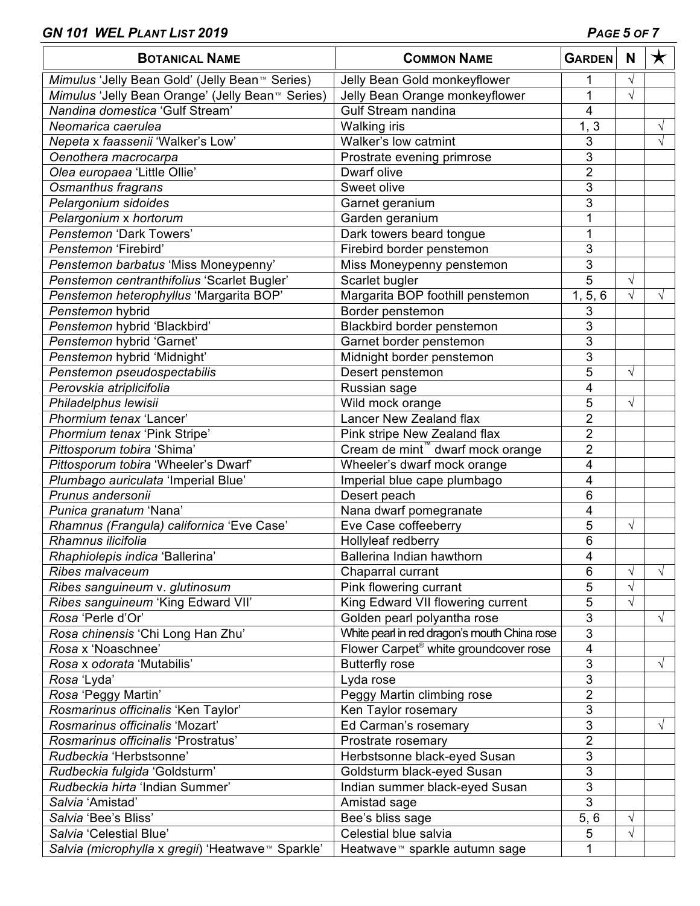| BOTANICAL NAME | COMMON NAME | GARDEN | N | ★ |
|---|---|---|---|---|
| *Mimulus* 'Jelly Bean Gold' (Jelly Bean™ Series) | Jelly Bean Gold monkeyflower | 1 | √ | |
| *Mimulus* 'Jelly Bean Orange' (Jelly Bean™ Series) | Jelly Bean Orange monkeyflower | 1 | √ | |
| *Nandina domestica* 'Gulf Stream' | Gulf Stream nandina | 4 | | |
| *Neomarica caerulea* | Walking iris | 1, 3 | | √ |
| *Nepeta* x *faassenii* 'Walker's Low' | Walker's low catmint | 3 | | √ |
| *Oenothera macrocarpa* | Prostrate evening primrose | 3 | | |
| *Olea europaea* 'Little Ollie' | Dwarf olive | 2 | | |
| *Osmanthus fragrans* | Sweet olive | 3 | | |
| *Pelargonium sidoides* | Garnet geranium | 3 | | |
| *Pelargonium* x *hortorum* | Garden geranium | 1 | | |
| *Penstemon* 'Dark Towers' | Dark towers beard tongue | 1 | | |
| *Penstemon* 'Firebird' | Firebird border penstemon | 3 | | |
| *Penstemon barbatus* 'Miss Moneypenny' | Miss Moneypenny penstemon | 3 | | |
| *Penstemon centranthifolius* 'Scarlet Bugler' | Scarlet bugler | 5 | √ | |
| *Penstemon heterophyllus* 'Margarita BOP' | Margarita BOP foothill penstemon | 1, 5, 6 | √ | √ |
| *Penstemon* hybrid | Border penstemon | 3 | | |
| *Penstemon* hybrid 'Blackbird' | Blackbird border penstemon | 3 | | |
| *Penstemon* hybrid 'Garnet' | Garnet border penstemon | 3 | | |
| *Penstemon* hybrid 'Midnight' | Midnight border penstemon | 3 | | |
| *Penstemon pseudospectabilis* | Desert penstemon | 5 | √ | |
| *Perovskia atriplicifolia* | Russian sage | 4 | | |
| *Philadelphus lewisii* | Wild mock orange | 5 | √ | |
| *Phormium tenax* 'Lancer' | Lancer New Zealand flax | 2 | | |
| *Phormium tenax* 'Pink Stripe' | Pink stripe New Zealand flax | 2 | | |
| *Pittosporum tobira* 'Shima' | Cream de mint™ dwarf mock orange | 2 | | |
| *Pittosporum tobira* 'Wheeler's Dwarf' | Wheeler's dwarf mock orange | 4 | | |
| *Plumbago auriculata* 'Imperial Blue' | Imperial blue cape plumbago | 4 | | |
| *Prunus andersonii* | Desert peach | 6 | | |
| *Punica granatum* 'Nana' | Nana dwarf pomegranate | 4 | | |
| *Rhamnus (Frangula) californica* 'Eve Case' | Eve Case coffeeberry | 5 | √ | |
| *Rhamnus ilicifolia* | Hollyleaf redberry | 6 | | |
| *Rhaphiolepis indica* 'Ballerina' | Ballerina Indian hawthorn | 4 | | |
| *Ribes malvaceum* | Chaparral currant | 6 | √ | √ |
| *Ribes sanguineum* v. *glutinosum* | Pink flowering currant | 5 | √ | |
| *Ribes sanguineum* 'King Edward VII' | King Edward VII flowering current | 5 | √ | |
| *Rosa* 'Perle d'Or' | Golden pearl polyantha rose | 3 | | √ |
| *Rosa chinensis* 'Chi Long Han Zhu' | White pearl in red dragon's mouth China rose | 3 | | |
| *Rosa* x 'Noaschnee' | Flower Carpet® white groundcover rose | 4 | | |
| *Rosa* x *odorata* 'Mutabilis' | Butterfly rose | 3 | | √ |
| *Rosa* 'Lyda' | Lyda rose | 3 | | |
| *Rosa* 'Peggy Martin' | Peggy Martin climbing rose | 2 | | |
| *Rosmarinus officinalis* 'Ken Taylor' | Ken Taylor rosemary | 3 | | |
| *Rosmarinus officinalis* 'Mozart' | Ed Carman's rosemary | 3 | | √ |
| *Rosmarinus officinalis* 'Prostratus' | Prostrate rosemary | 2 | | |
| *Rudbeckia* 'Herbstsonne' | Herbstsonne black-eyed Susan | 3 | | |
| *Rudbeckia fulgida* 'Goldsturm' | Goldsturm black-eyed Susan | 3 | | |
| *Rudbeckia hirta* 'Indian Summer' | Indian summer black-eyed Susan | 3 | | |
| *Salvia* 'Amistad' | Amistad sage | 3 | | |
| *Salvia* 'Bee's Bliss' | Bee's bliss sage | 5, 6 | √ | |
| *Salvia* 'Celestial Blue' | Celestial blue salvia | 5 | √ | |
| *Salvia (microphylla* x *gregii)* 'Heatwave™ Sparkle' | Heatwave™ sparkle autumn sage | 1 | | |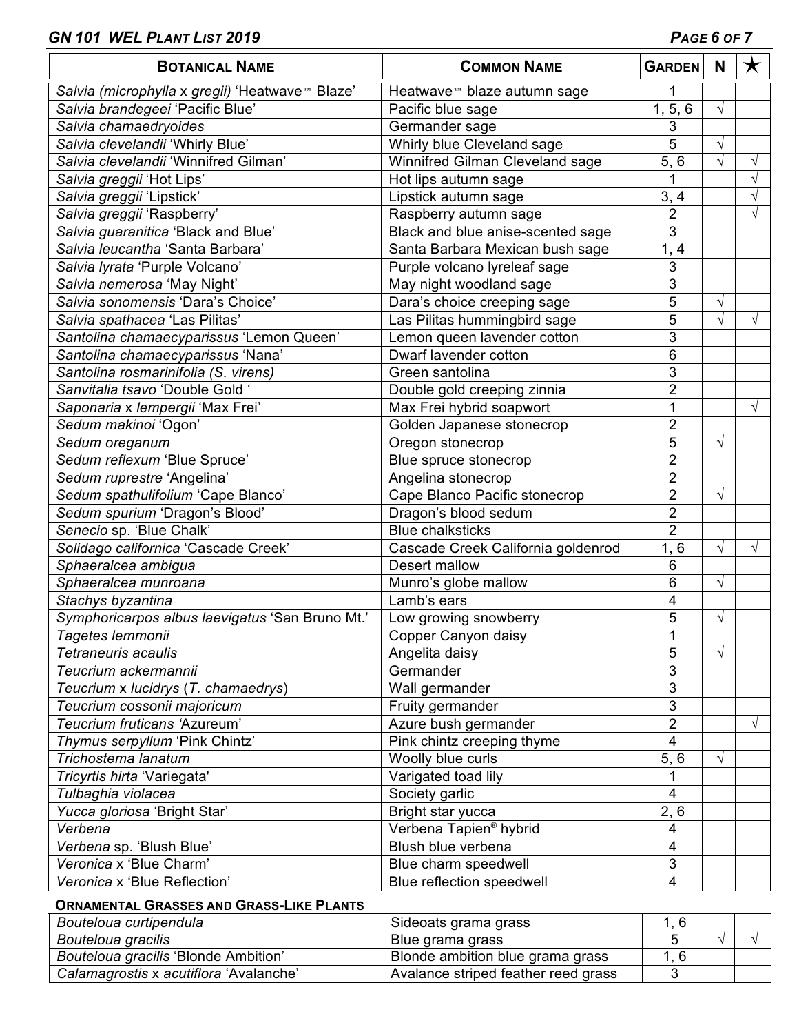| **Botanical Name** | **Common Name** | **Garden** | **N** | ★ |
|---|---|---|---|---|
| *Salvia (microphylla x gregii)* 'Heatwave™ Blaze' | Heatwave™ blaze autumn sage | 1 | | |
| *Salvia brandegeei* 'Pacific Blue' | Pacific blue sage | 1, 5, 6 | √ | |
| *Salvia chamaedryoides* | Germander sage | 3 | | |
| *Salvia clevelandii* 'Whirly Blue' | Whirly blue Cleveland sage | 5 | √ | |
| *Salvia clevelandii* 'Winnifred Gilman' | Winnifred Gilman Cleveland sage | 5, 6 | √ | √ |
| *Salvia greggii* 'Hot Lips' | Hot lips autumn sage | 1 | | √ |
| *Salvia greggii* 'Lipstick' | Lipstick autumn sage | 3, 4 | | √ |
| *Salvia greggii* 'Raspberry' | Raspberry autumn sage | 2 | | √ |
| *Salvia guaranitica* 'Black and Blue' | Black and blue anise-scented sage | 3 | | |
| *Salvia leucantha* 'Santa Barbara' | Santa Barbara Mexican bush sage | 1, 4 | | |
| *Salvia lyrata* 'Purple Volcano' | Purple volcano lyreleaf sage | 3 | | |
| *Salvia nemerosa* 'May Night' | May night woodland sage | 3 | | |
| *Salvia sonomensis* 'Dara's Choice' | Dara's choice creeping sage | 5 | √ | |
| *Salvia spathacea* 'Las Pilitas' | Las Pilitas hummingbird sage | 5 | √ | √ |
| *Santolina chamaecyparissus* 'Lemon Queen' | Lemon queen lavender cotton | 3 | | |
| *Santolina chamaecyparissus* 'Nana' | Dwarf lavender cotton | 6 | | |
| *Santolina rosmarinifolia (S. virens)* | Green santolina | 3 | | |
| *Sanvitalia tsavo* 'Double Gold ' | Double gold creeping zinnia | 2 | | |
| *Saponaria* x *lempergii* 'Max Frei' | Max Frei hybrid soapwort | 1 | | √ |
| *Sedum makinoi* 'Ogon' | Golden Japanese stonecrop | 2 | | |
| *Sedum oreganum* | Oregon stonecrop | 5 | √ | |
| *Sedum reflexum* 'Blue Spruce' | Blue spruce stonecrop | 2 | | |
| *Sedum ruprestre* 'Angelina' | Angelina stonecrop | 2 | | |
| *Sedum spathulifolium* 'Cape Blanco' | Cape Blanco Pacific stonecrop | 2 | √ | |
| *Sedum spurium* 'Dragon's Blood' | Dragon's blood sedum | 2 | | |
| *Senecio* sp. 'Blue Chalk' | Blue chalksticks | 2 | | |
| *Solidago californica* 'Cascade Creek' | Cascade Creek California goldenrod | 1, 6 | √ | √ |
| *Sphaeralcea ambigua* | Desert mallow | 6 | | |
| *Sphaeralcea munroana* | Munro's globe mallow | 6 | √ | |
| *Stachys byzantina* | Lamb's ears | 4 | | |
| *Symphoricarpos albus laevigatus* 'San Bruno Mt.' | Low growing snowberry | 5 | √ | |
| *Tagetes lemmonii* | Copper Canyon daisy | 1 | | |
| *Tetraneuris acaulis* | Angelita daisy | 5 | √ | |
| *Teucrium ackermannii* | Germander | 3 | | |
| *Teucrium* x *lucidrys* (*T. chamaedrys*) | Wall germander | 3 | | |
| *Teucrium cossonii majoricum* | Fruity germander | 3 | | |
| *Teucrium fruticans* 'Azureum' | Azure bush germander | 2 | | √ |
| *Thymus serpyllum* 'Pink Chintz' | Pink chintz creeping thyme | 4 | | |
| *Trichostema lanatum* | Woolly blue curls | 5, 6 | √ | |
| *Tricyrtis hirta* 'Variegata' | Varigated toad lily | 1 | | |
| *Tulbaghia violacea* | Society garlic | 4 | | |
| *Yucca gloriosa* 'Bright Star' | Bright star yucca | 2, 6 | | |
| *Verbena* | Verbena Tapien® hybrid | 4 | | |
| *Verbena* sp. 'Blush Blue' | Blush blue verbena | 4 | | |
| *Veronica* x 'Blue Charm' | Blue charm speedwell | 3 | | |
| *Veronica* x 'Blue Reflection' | Blue reflection speedwell | 4 | | |

**Ornamental Grasses and Grass-Like Plants**

| **Botanical Name** | **Common Name** | **Garden** | **N** | ★ |
|---|---|---|---|---|
| *Bouteloua curtipendula* | Sideoats grama grass | 1, 6 | | |
| *Bouteloua gracilis* | Blue grama grass | 5 | √ | √ |
| *Bouteloua gracilis* 'Blonde Ambition' | Blonde ambition blue grama grass | 1, 6 | | |
| *Calamagrostis* x *acutiflora* 'Avalanche' | Avalance striped feather reed grass | 3 | | |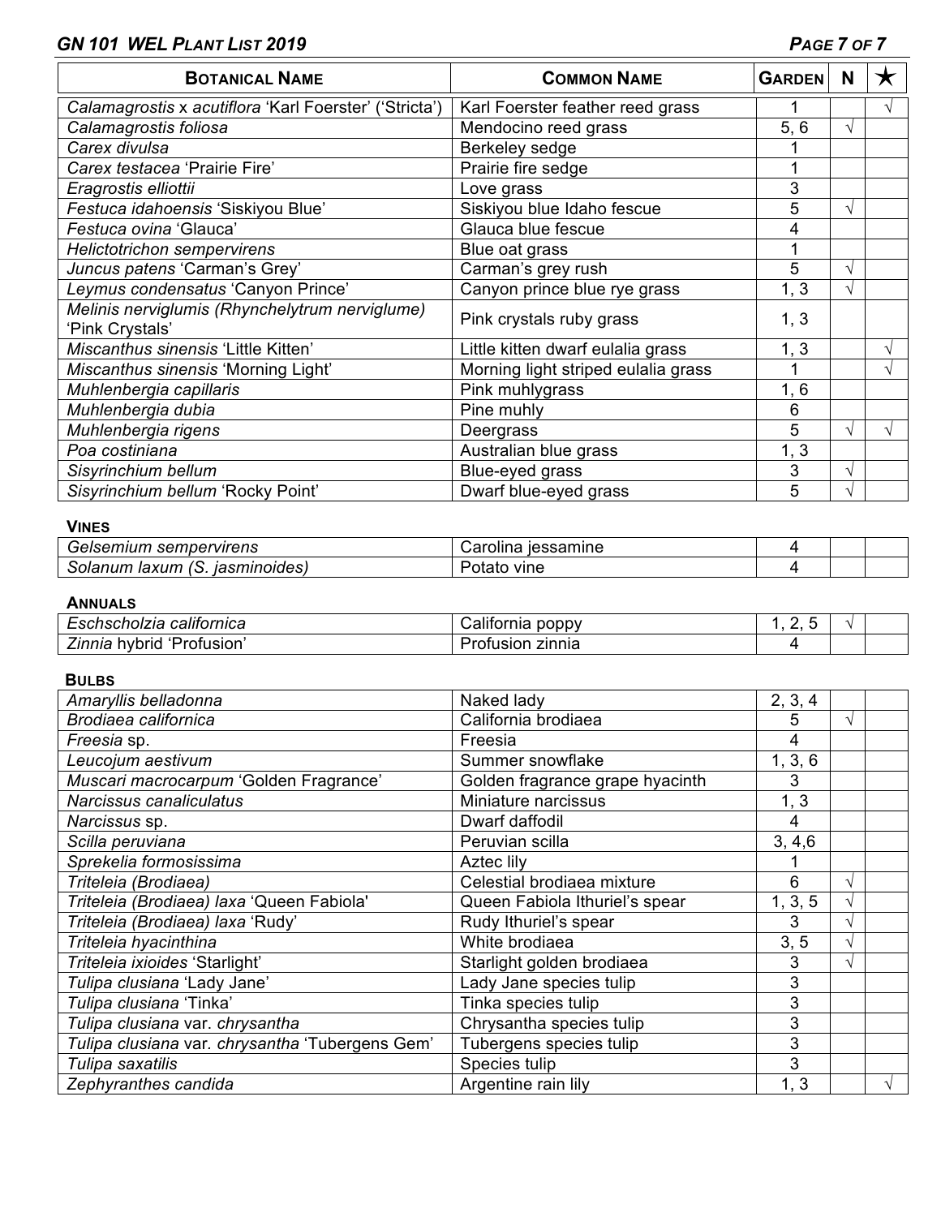| **Botanical Name** | **Common Name** | **Garden** | **N** | ★ |
|---|---|---|---|---|
| *Calamagrostis* x *acutiflora* 'Karl Foerster' ('Stricta') | Karl Foerster feather reed grass | 1 | | √ |
| *Calamagrostis foliosa* | Mendocino reed grass | 5, 6 | √ | |
| *Carex divulsa* | Berkeley sedge | 1 | | |
| *Carex testacea* 'Prairie Fire' | Prairie fire sedge | 1 | | |
| *Eragrostis elliottii* | Love grass | 3 | | |
| *Festuca idahoensis* 'Siskiyou Blue' | Siskiyou blue Idaho fescue | 5 | √ | |
| *Festuca ovina* 'Glauca' | Glauca blue fescue | 4 | | |
| *Helictotrichon sempervirens* | Blue oat grass | 1 | | |
| *Juncus patens* 'Carman's Grey' | Carman's grey rush | 5 | √ | |
| *Leymus condensatus* 'Canyon Prince' | Canyon prince blue rye grass | 1, 3 | √ | |
| *Melinis nerviglumis (Rhynchelytrum nerviglume)* 'Pink Crystals' | Pink crystals ruby grass | 1, 3 | | |
| *Miscanthus sinensis* 'Little Kitten' | Little kitten dwarf eulalia grass | 1, 3 | | √ |
| *Miscanthus sinensis* 'Morning Light' | Morning light striped eulalia grass | 1 | | √ |
| *Muhlenbergia capillaris* | Pink muhlygrass | 1, 6 | | |
| *Muhlenbergia dubia* | Pine muhly | 6 | | |
| *Muhlenbergia rigens* | Deergrass | 5 | √ | √ |
| *Poa costiniana* | Australian blue grass | 1, 3 | | |
| *Sisyrinchium bellum* | Blue-eyed grass | 3 | √ | |
| *Sisyrinchium bellum* 'Rocky Point' | Dwarf blue-eyed grass | 5 | √ | |

**Vines**

| | | | | |
|---|---|---|---|---|
| *Gelsemium sempervirens* | Carolina jessamine | 4 | | |
| *Solanum laxum (S. jasminoides)* | Potato vine | 4 | | |

**Annuals**

| | | | | |
|---|---|---|---|---|
| *Eschscholzia californica* | California poppy | 1, 2, 5 | √ | |
| *Zinnia* hybrid 'Profusion' | Profusion zinnia | 4 | | |

**Bulbs**

| | | | | |
|---|---|---|---|---|
| *Amaryllis belladonna* | Naked lady | 2, 3, 4 | | |
| *Brodiaea californica* | California brodiaea | 5 | √ | |
| *Freesia* sp. | Freesia | 4 | | |
| *Leucojum aestivum* | Summer snowflake | 1, 3, 6 | | |
| *Muscari macrocarpum* 'Golden Fragrance' | Golden fragrance grape hyacinth | 3 | | |
| *Narcissus canaliculatus* | Miniature narcissus | 1, 3 | | |
| *Narcissus* sp. | Dwarf daffodil | 4 | | |
| *Scilla peruviana* | Peruvian scilla | 3, 4,6 | | |
| *Sprekelia formosissima* | Aztec lily | 1 | | |
| *Triteleia (Brodiaea)* | Celestial brodiaea mixture | 6 | √ | |
| *Triteleia (Brodiaea) laxa* 'Queen Fabiola' | Queen Fabiola Ithuriel's spear | 1, 3, 5 | √ | |
| *Triteleia (Brodiaea) laxa* 'Rudy' | Rudy Ithuriel's spear | 3 | √ | |
| *Triteleia hyacinthina* | White brodiaea | 3, 5 | √ | |
| *Triteleia ixioides* 'Starlight' | Starlight golden brodiaea | 3 | √ | |
| *Tulipa clusiana* 'Lady Jane' | Lady Jane species tulip | 3 | | |
| *Tulipa clusiana* 'Tinka' | Tinka species tulip | 3 | | |
| *Tulipa clusiana* var. *chrysantha* | Chrysantha species tulip | 3 | | |
| *Tulipa clusiana* var. *chrysantha* 'Tubergens Gem' | Tubergens species tulip | 3 | | |
| *Tulipa saxatilis* | Species tulip | 3 | | |
| *Zephyranthes candida* | Argentine rain lily | 1, 3 | | √ |